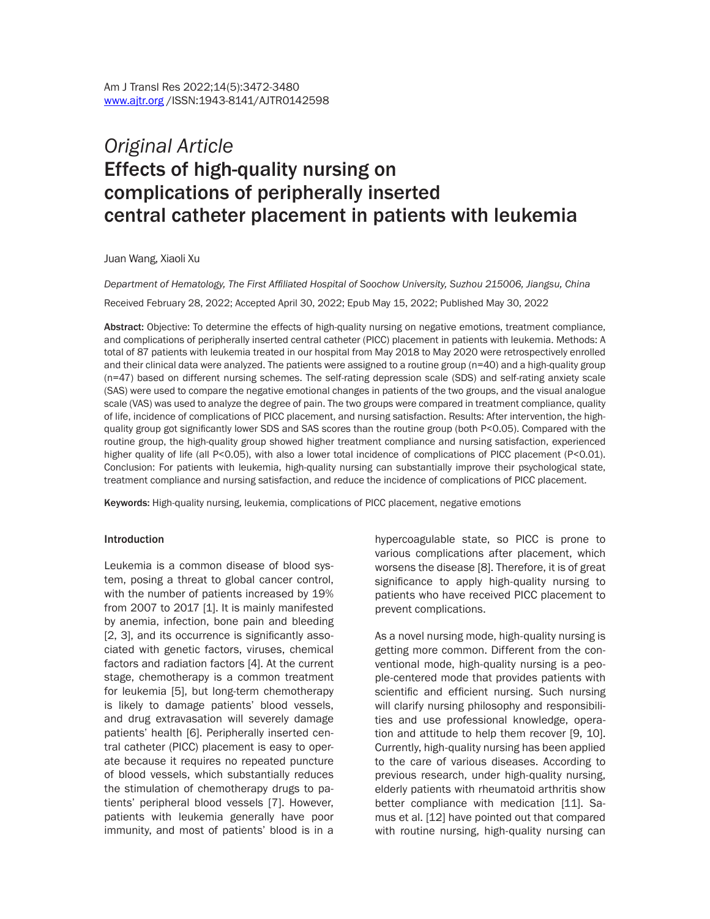*Original Article*

# Effects of high-quality nursing on complications of peripherally inserted central catheter placement in patients with leukemia

Juan Wang, Xiaoli Xu

*Department of Hematology, The First Affiliated Hospital of Soochow University, Suzhou 215006, Jiangsu, China*

Received February 28, 2022; Accepted April 30, 2022; Epub May 15, 2022; Published May 30, 2022

**Abstract:** Objective: To determine the effects of high-quality nursing on negative emotions, treatment compliance, and complications of peripherally inserted central catheter (PICC) placement in patients with leukemia. Methods: A total of 87 patients with leukemia treated in our hospital from May 2018 to May 2020 were retrospectively enrolled and their clinical data were analyzed. The patients were assigned to a routine group (n=40) and a high-quality group (n=47) based on different nursing schemes. The self-rating depression scale (SDS) and self-rating anxiety scale (SAS) were used to compare the negative emotional changes in patients of the two groups, and the visual analogue scale (VAS) was used to analyze the degree of pain. The two groups were compared in treatment compliance, quality of life, incidence of complications of PICC placement, and nursing satisfaction. Results: After intervention, the high-quality group got significantly lower SDS and SAS scores than the routine group (both $P<0.05$). Compared with the routine group, the high-quality group showed higher treatment compliance and nursing satisfaction, experienced higher quality of life (all $P<0.05$), with also a lower total incidence of complications of PICC placement ($P<0.01$). Conclusion: For patients with leukemia, high-quality nursing can substantially improve their psychological state, treatment compliance and nursing satisfaction, and reduce the incidence of complications of PICC placement.

**Keywords:** High-quality nursing, leukemia, complications of PICC placement, negative emotions

## Introduction

Leukemia is a common disease of blood system, posing a threat to global cancer control, with the number of patients increased by 19% from 2007 to 2017 [1]. It is mainly manifested by anemia, infection, bone pain and bleeding [2, 3], and its occurrence is significantly associated with genetic factors, viruses, chemical factors and radiation factors [4]. At the current stage, chemotherapy is a common treatment for leukemia [5], but long-term chemotherapy is likely to damage patients' blood vessels, and drug extravasation will severely damage patients' health [6]. Peripherally inserted central catheter (PICC) placement is easy to operate because it requires no repeated puncture of blood vessels, which substantially reduces the stimulation of chemotherapy drugs to patients' peripheral blood vessels [7]. However, patients with leukemia generally have poor immunity, and most of patients' blood is in a hypercoagulable state, so PICC is prone to various complications after placement, which worsens the disease [8]. Therefore, it is of great significance to apply high-quality nursing to patients who have received PICC placement to prevent complications.

As a novel nursing mode, high-quality nursing is getting more common. Different from the conventional mode, high-quality nursing is a people-centered mode that provides patients with scientific and efficient nursing. Such nursing will clarify nursing philosophy and responsibilities and use professional knowledge, operation and attitude to help them recover [9, 10]. Currently, high-quality nursing has been applied to the care of various diseases. According to previous research, under high-quality nursing, elderly patients with rheumatoid arthritis show better compliance with medication [11]. Samus et al. [12] have pointed out that compared with routine nursing, high-quality nursing can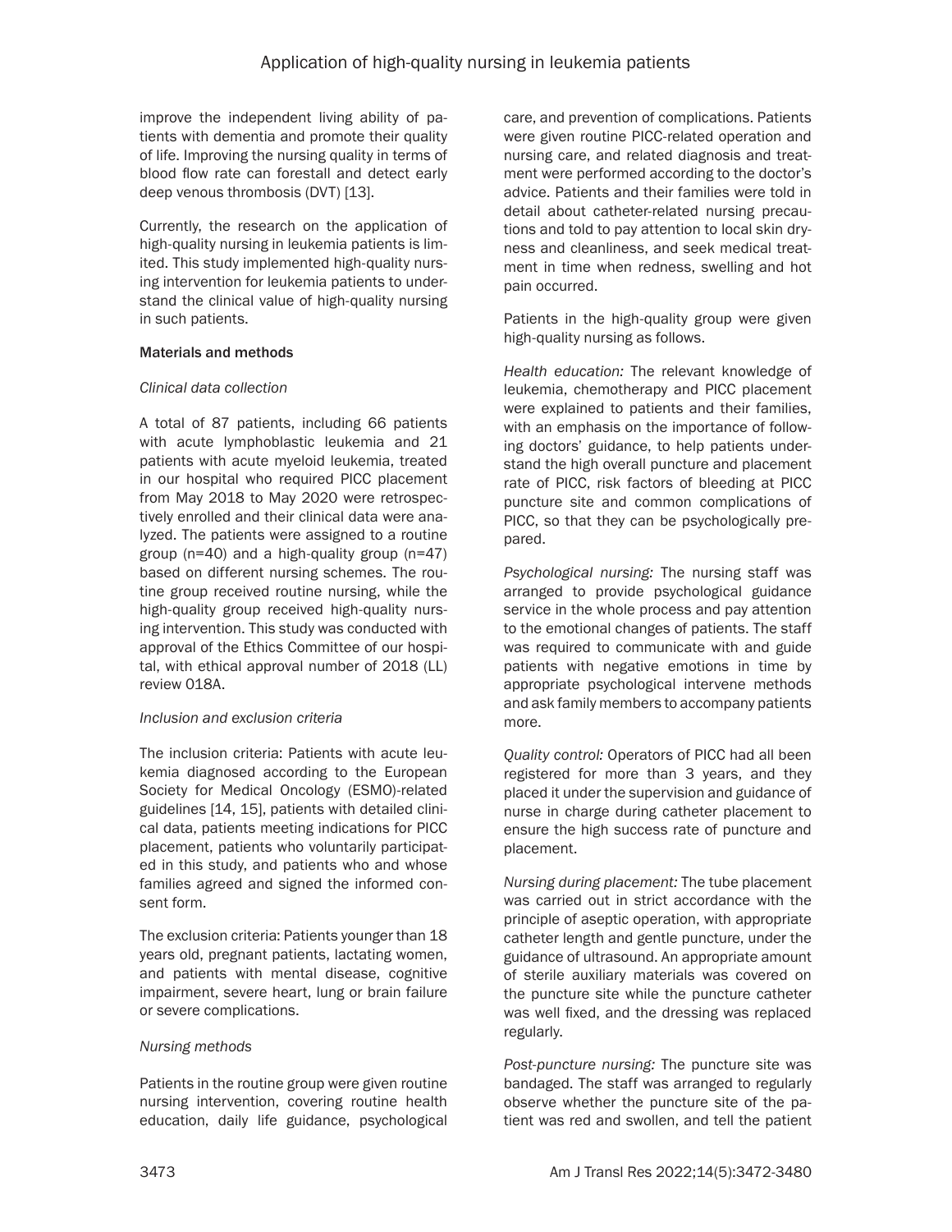improve the independent living ability of patients with dementia and promote their quality of life. Improving the nursing quality in terms of blood flow rate can forestall and detect early deep venous thrombosis (DVT) [13].

Currently, the research on the application of high-quality nursing in leukemia patients is limited. This study implemented high-quality nursing intervention for leukemia patients to understand the clinical value of high-quality nursing in such patients.

## Materials and methods

### *Clinical data collection*

A total of 87 patients, including 66 patients with acute lymphoblastic leukemia and 21 patients with acute myeloid leukemia, treated in our hospital who required PICC placement from May 2018 to May 2020 were retrospectively enrolled and their clinical data were analyzed. The patients were assigned to a routine group (n=40) and a high-quality group (n=47) based on different nursing schemes. The routine group received routine nursing, while the high-quality group received high-quality nursing intervention. This study was conducted with approval of the Ethics Committee of our hospital, with ethical approval number of 2018 (LL) review 018A.

### *Inclusion and exclusion criteria*

The inclusion criteria: Patients with acute leukemia diagnosed according to the European Society for Medical Oncology (ESMO)-related guidelines [14, 15], patients with detailed clinical data, patients meeting indications for PICC placement, patients who voluntarily participated in this study, and patients who and whose families agreed and signed the informed consent form.

The exclusion criteria: Patients younger than 18 years old, pregnant patients, lactating women, and patients with mental disease, cognitive impairment, severe heart, lung or brain failure or severe complications.

### *Nursing methods*

Patients in the routine group were given routine nursing intervention, covering routine health education, daily life guidance, psychological care, and prevention of complications. Patients were given routine PICC-related operation and nursing care, and related diagnosis and treatment were performed according to the doctor's advice. Patients and their families were told in detail about catheter-related nursing precautions and told to pay attention to local skin dryness and cleanliness, and seek medical treatment in time when redness, swelling and hot pain occurred.

Patients in the high-quality group were given high-quality nursing as follows.

*Health education:* The relevant knowledge of leukemia, chemotherapy and PICC placement were explained to patients and their families, with an emphasis on the importance of following doctors' guidance, to help patients understand the high overall puncture and placement rate of PICC, risk factors of bleeding at PICC puncture site and common complications of PICC, so that they can be psychologically prepared.

*Psychological nursing:* The nursing staff was arranged to provide psychological guidance service in the whole process and pay attention to the emotional changes of patients. The staff was required to communicate with and guide patients with negative emotions in time by appropriate psychological intervene methods and ask family members to accompany patients more.

*Quality control:* Operators of PICC had all been registered for more than 3 years, and they placed it under the supervision and guidance of nurse in charge during catheter placement to ensure the high success rate of puncture and placement.

*Nursing during placement:* The tube placement was carried out in strict accordance with the principle of aseptic operation, with appropriate catheter length and gentle puncture, under the guidance of ultrasound. An appropriate amount of sterile auxiliary materials was covered on the puncture site while the puncture catheter was well fixed, and the dressing was replaced regularly.

*Post-puncture nursing:* The puncture site was bandaged. The staff was arranged to regularly observe whether the puncture site of the patient was red and swollen, and tell the patient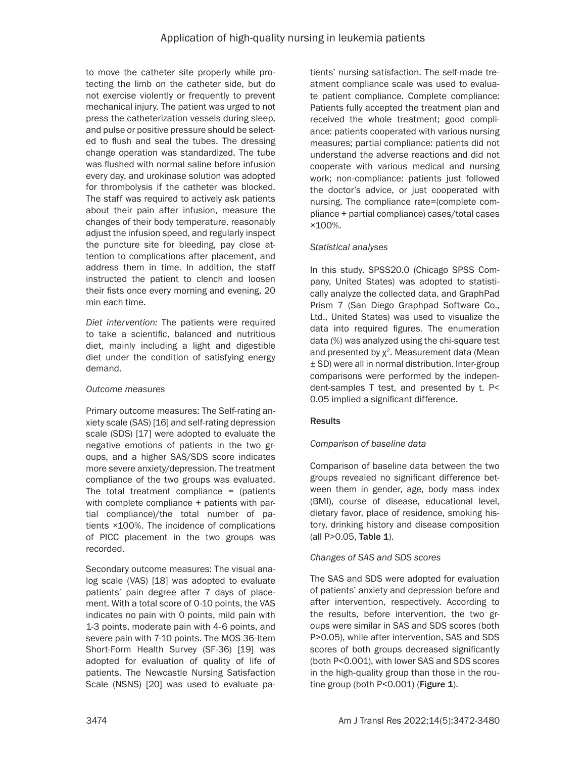to move the catheter site properly while protecting the limb on the catheter side, but do not exercise violently or frequently to prevent mechanical injury. The patient was urged to not press the catheterization vessels during sleep, and pulse or positive pressure should be selected to flush and seal the tubes. The dressing change operation was standardized. The tube was flushed with normal saline before infusion every day, and urokinase solution was adopted for thrombolysis if the catheter was blocked. The staff was required to actively ask patients about their pain after infusion, measure the changes of their body temperature, reasonably adjust the infusion speed, and regularly inspect the puncture site for bleeding, pay close attention to complications after placement, and address them in time. In addition, the staff instructed the patient to clench and loosen their fists once every morning and evening, 20 min each time.

*Diet intervention:* The patients were required to take a scientific, balanced and nutritious diet, mainly including a light and digestible diet under the condition of satisfying energy demand.

*Outcome measures*

Primary outcome measures: The Self-rating anxiety scale (SAS) [16] and self-rating depression scale (SDS) [17] were adopted to evaluate the negative emotions of patients in the two groups, and a higher SAS/SDS score indicates more severe anxiety/depression. The treatment compliance of the two groups was evaluated. The total treatment compliance = (patients with complete compliance + patients with partial compliance)/the total number of patients ×100%. The incidence of complications of PICC placement in the two groups was recorded.

Secondary outcome measures: The visual analog scale (VAS) [18] was adopted to evaluate patients' pain degree after 7 days of placement. With a total score of 0-10 points, the VAS indicates no pain with 0 points, mild pain with 1-3 points, moderate pain with 4-6 points, and severe pain with 7-10 points. The MOS 36-Item Short-Form Health Survey (SF-36) [19] was adopted for evaluation of quality of life of patients. The Newcastle Nursing Satisfaction Scale (NSNS) [20] was used to evaluate patients' nursing satisfaction. The self-made treatment compliance scale was used to evaluate patient compliance. Complete compliance: Patients fully accepted the treatment plan and received the whole treatment; good compliance: patients cooperated with various nursing measures; partial compliance: patients did not understand the adverse reactions and did not cooperate with various medical and nursing work; non-compliance: patients just followed the doctor's advice, or just cooperated with nursing. The compliance rate=(complete compliance + partial compliance) cases/total cases ×100%.

*Statistical analyses*

In this study, SPSS20.0 (Chicago SPSS Company, United States) was adopted to statistically analyze the collected data, and GraphPad Prism 7 (San Diego Graphpad Software Co., Ltd., United States) was used to visualize the data into required figures. The enumeration data (%) was analyzed using the chi-square test and presented by $\chi^2$. Measurement data (Mean ± SD) were all in normal distribution. Inter-group comparisons were performed by the independent-samples T test, and presented by t. $P< 0.05$ implied a significant difference.

## Results

*Comparison of baseline data*

Comparison of baseline data between the two groups revealed no significant difference between them in gender, age, body mass index (BMI), course of disease, educational level, dietary favor, place of residence, smoking history, drinking history and disease composition (all $P>0.05$, **Table 1**).

*Changes of SAS and SDS scores*

The SAS and SDS were adopted for evaluation of patients' anxiety and depression before and after intervention, respectively. According to the results, before intervention, the two groups were similar in SAS and SDS scores (both $P>0.05$), while after intervention, SAS and SDS scores of both groups decreased significantly (both $P<0.001$), with lower SAS and SDS scores in the high-quality group than those in the routine group (both $P<0.001$) (**Figure 1**).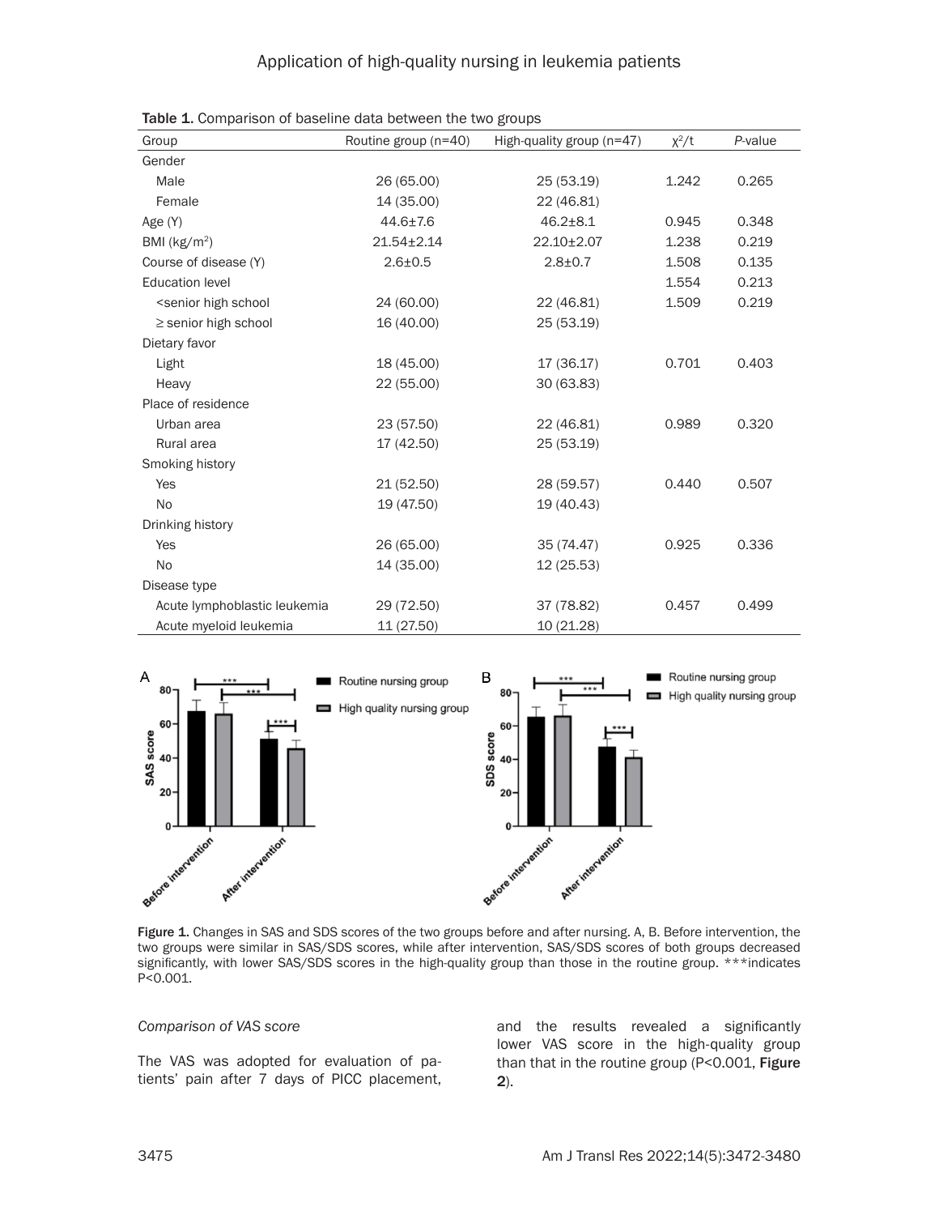Table 1. Comparison of baseline data between the two groups

| Group | Routine group (n=40) | High-quality group (n=47) | $\chi^2$/t | *P*-value |
|---|---|---|---|---|
| Gender | | | | |
| Male | 26 (65.00) | 25 (53.19) | 1.242 | 0.265 |
| Female | 14 (35.00) | 22 (46.81) | | |
| Age (Y) | 44.6±7.6 | 46.2±8.1 | 0.945 | 0.348 |
| BMI (kg/m$^2$) | 21.54±2.14 | 22.10±2.07 | 1.238 | 0.219 |
| Course of disease (Y) | 2.6±0.5 | 2.8±0.7 | 1.508 | 0.135 |
| Education level | | | 1.554 | 0.213 |
| <senior high school | 24 (60.00) | 22 (46.81) | 1.509 | 0.219 |
| ≥ senior high school | 16 (40.00) | 25 (53.19) | | |
| Dietary favor | | | | |
| Light | 18 (45.00) | 17 (36.17) | 0.701 | 0.403 |
| Heavy | 22 (55.00) | 30 (63.83) | | |
| Place of residence | | | | |
| Urban area | 23 (57.50) | 22 (46.81) | 0.989 | 0.320 |
| Rural area | 17 (42.50) | 25 (53.19) | | |
| Smoking history | | | | |
| Yes | 21 (52.50) | 28 (59.57) | 0.440 | 0.507 |
| No | 19 (47.50) | 19 (40.43) | | |
| Drinking history | | | | |
| Yes | 26 (65.00) | 35 (74.47) | 0.925 | 0.336 |
| No | 14 (35.00) | 12 (25.53) | | |
| Disease type | | | | |
| Acute lymphoblastic leukemia | 29 (72.50) | 37 (78.82) | 0.457 | 0.499 |
| Acute myeloid leukemia | 11 (27.50) | 10 (21.28) | | |

Figure 1. Changes in SAS and SDS scores of the two groups before and after nursing. A, B. Before intervention, the two groups were similar in SAS/SDS scores, while after intervention, SAS/SDS scores of both groups decreased significantly, with lower SAS/SDS scores in the high-quality group than those in the routine group. ***indicates P<0.001.

*Comparison of VAS score*

The VAS was adopted for evaluation of patients' pain after 7 days of PICC placement, and the results revealed a significantly lower VAS score in the high-quality group than that in the routine group (P<0.001, **Figure 2**).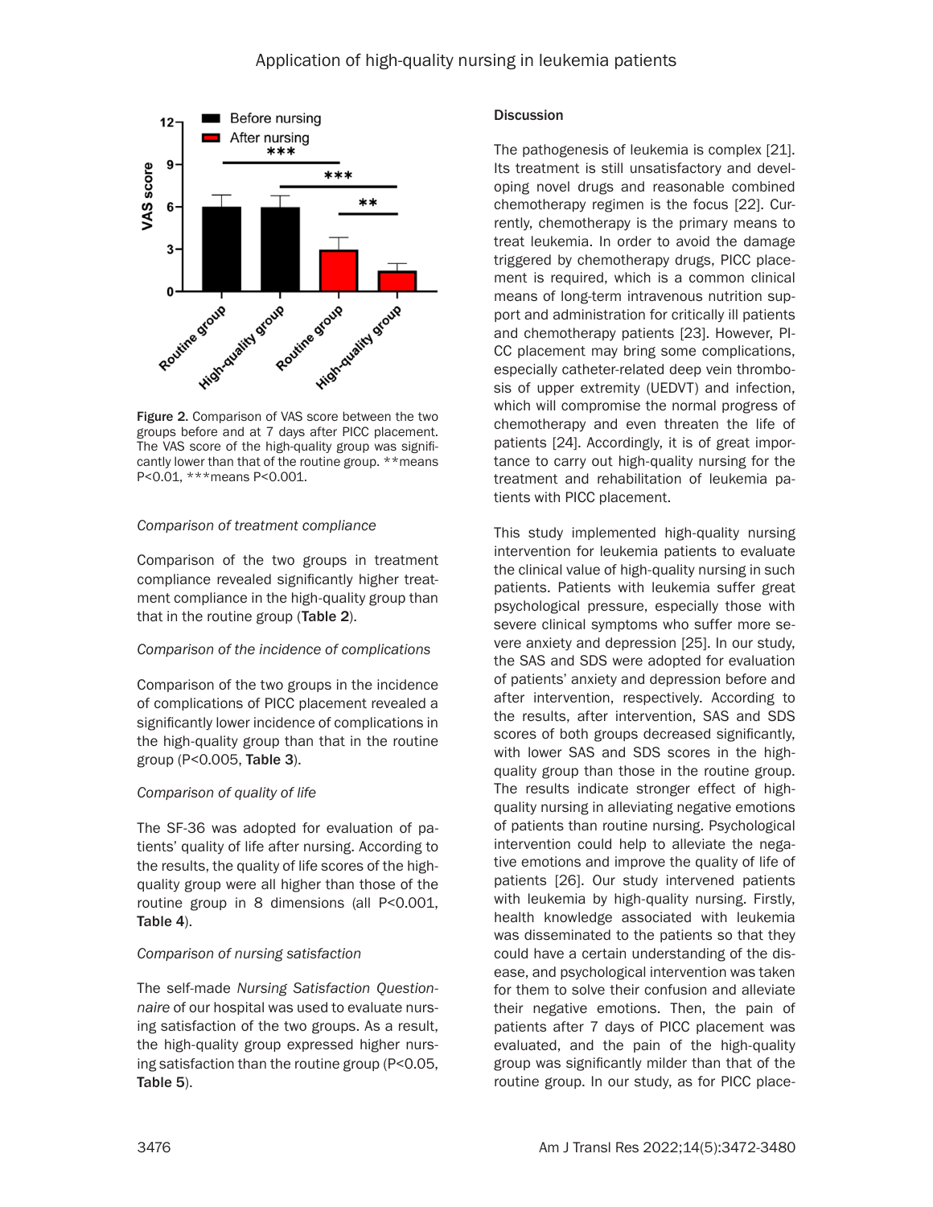Figure 2. Comparison of VAS score between the two groups before and at 7 days after PICC placement. The VAS score of the high-quality group was significantly lower than that of the routine group. **means P<0.01, ***means P<0.001.

*Comparison of treatment compliance*

Comparison of the two groups in treatment compliance revealed significantly higher treatment compliance in the high-quality group than that in the routine group (**Table 2**).

*Comparison of the incidence of complications*

Comparison of the two groups in the incidence of complications of PICC placement revealed a significantly lower incidence of complications in the high-quality group than that in the routine group (P<0.005, **Table 3**).

*Comparison of quality of life*

The SF-36 was adopted for evaluation of patients' quality of life after nursing. According to the results, the quality of life scores of the high-quality group were all higher than those of the routine group in 8 dimensions (all P<0.001, **Table 4**).

*Comparison of nursing satisfaction*

The self-made *Nursing Satisfaction Questionnaire* of our hospital was used to evaluate nursing satisfaction of the two groups. As a result, the high-quality group expressed higher nursing satisfaction than the routine group (P<0.05, **Table 5**).

## Discussion

The pathogenesis of leukemia is complex [21]. Its treatment is still unsatisfactory and developing novel drugs and reasonable combined chemotherapy regimen is the focus [22]. Currently, chemotherapy is the primary means to treat leukemia. In order to avoid the damage triggered by chemotherapy drugs, PICC placement is required, which is a common clinical means of long-term intravenous nutrition support and administration for critically ill patients and chemotherapy patients [23]. However, PICC placement may bring some complications, especially catheter-related deep vein thrombosis of upper extremity (UEDVT) and infection, which will compromise the normal progress of chemotherapy and even threaten the life of patients [24]. Accordingly, it is of great importance to carry out high-quality nursing for the treatment and rehabilitation of leukemia patients with PICC placement.

This study implemented high-quality nursing intervention for leukemia patients to evaluate the clinical value of high-quality nursing in such patients. Patients with leukemia suffer great psychological pressure, especially those with severe clinical symptoms who suffer more severe anxiety and depression [25]. In our study, the SAS and SDS were adopted for evaluation of patients' anxiety and depression before and after intervention, respectively. According to the results, after intervention, SAS and SDS scores of both groups decreased significantly, with lower SAS and SDS scores in the high-quality group than those in the routine group. The results indicate stronger effect of high-quality nursing in alleviating negative emotions of patients than routine nursing. Psychological intervention could help to alleviate the negative emotions and improve the quality of life of patients [26]. Our study intervened patients with leukemia by high-quality nursing. Firstly, health knowledge associated with leukemia was disseminated to the patients so that they could have a certain understanding of the disease, and psychological intervention was taken for them to solve their confusion and alleviate their negative emotions. Then, the pain of patients after 7 days of PICC placement was evaluated, and the pain of the high-quality group was significantly milder than that of the routine group. In our study, as for PICC place-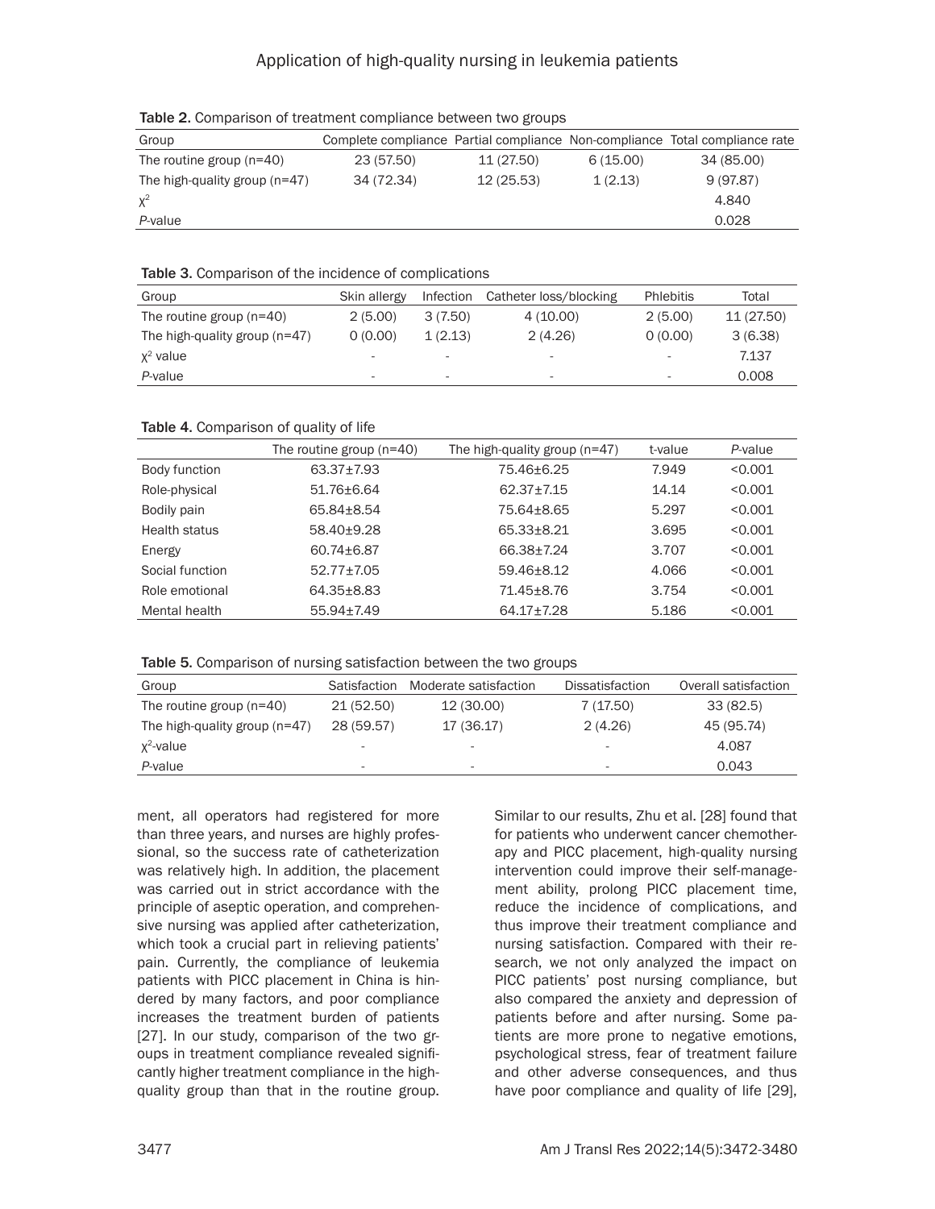**Table 2.** Comparison of treatment compliance between two groups

| Group | Complete compliance | Partial compliance | Non-compliance | Total compliance rate |
|---|---|---|---|---|
| The routine group (n=40) | 23 (57.50) | 11 (27.50) | 6 (15.00) | 34 (85.00) |
| The high-quality group (n=47) | 34 (72.34) | 12 (25.53) | 1 (2.13) | 9 (97.87) |
| $\chi^2$ | | | | 4.840 |
| *P*-value | | | | 0.028 |

**Table 3.** Comparison of the incidence of complications

| Group | Skin allergy | Infection | Catheter loss/blocking | Phlebitis | Total |
|---|---|---|---|---|---|
| The routine group (n=40) | 2 (5.00) | 3 (7.50) | 4 (10.00) | 2 (5.00) | 11 (27.50) |
| The high-quality group (n=47) | 0 (0.00) | 1 (2.13) | 2 (4.26) | 0 (0.00) | 3 (6.38) |
| $\chi^2$ value | - | - | - | - | 7.137 |
| *P*-value | - | - | - | - | 0.008 |

**Table 4.** Comparison of quality of life

| | The routine group (n=40) | The high-quality group (n=47) | t-value | *P*-value |
|---|---|---|---|---|
| Body function | 63.37±7.93 | 75.46±6.25 | 7.949 | <0.001 |
| Role-physical | 51.76±6.64 | 62.37±7.15 | 14.14 | <0.001 |
| Bodily pain | 65.84±8.54 | 75.64±8.65 | 5.297 | <0.001 |
| Health status | 58.40±9.28 | 65.33±8.21 | 3.695 | <0.001 |
| Energy | 60.74±6.87 | 66.38±7.24 | 3.707 | <0.001 |
| Social function | 52.77±7.05 | 59.46±8.12 | 4.066 | <0.001 |
| Role emotional | 64.35±8.83 | 71.45±8.76 | 3.754 | <0.001 |
| Mental health | 55.94±7.49 | 64.17±7.28 | 5.186 | <0.001 |

**Table 5.** Comparison of nursing satisfaction between the two groups

| Group | Satisfaction | Moderate satisfaction | Dissatisfaction | Overall satisfaction |
|---|---|---|---|---|
| The routine group (n=40) | 21 (52.50) | 12 (30.00) | 7 (17.50) | 33 (82.5) |
| The high-quality group (n=47) | 28 (59.57) | 17 (36.17) | 2 (4.26) | 45 (95.74) |
| $\chi^2$-value | - | - | - | 4.087 |
| *P*-value | - | - | - | 0.043 |

ment, all operators had registered for more than three years, and nurses are highly professional, so the success rate of catheterization was relatively high. In addition, the placement was carried out in strict accordance with the principle of aseptic operation, and comprehensive nursing was applied after catheterization, which took a crucial part in relieving patients' pain. Currently, the compliance of leukemia patients with PICC placement in China is hindered by many factors, and poor compliance increases the treatment burden of patients [27]. In our study, comparison of the two groups in treatment compliance revealed significantly higher treatment compliance in the high-quality group than that in the routine group. Similar to our results, Zhu et al. [28] found that for patients who underwent cancer chemotherapy and PICC placement, high-quality nursing intervention could improve their self-management ability, prolong PICC placement time, reduce the incidence of complications, and thus improve their treatment compliance and nursing satisfaction. Compared with their research, we not only analyzed the impact on PICC patients' post nursing compliance, but also compared the anxiety and depression of patients before and after nursing. Some patients are more prone to negative emotions, psychological stress, fear of treatment failure and other adverse consequences, and thus have poor compliance and quality of life [29],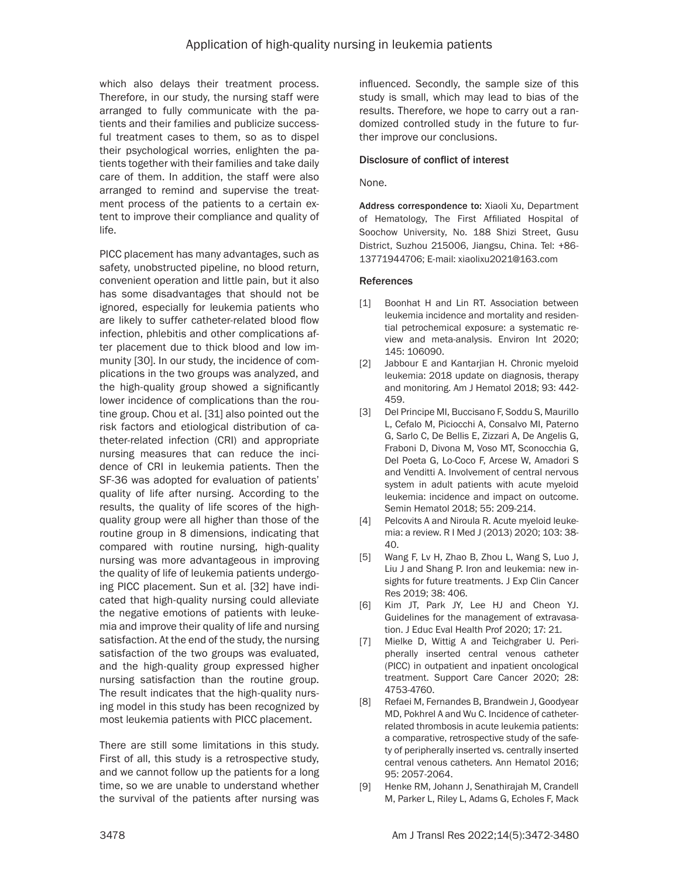which also delays their treatment process. Therefore, in our study, the nursing staff were arranged to fully communicate with the patients and their families and publicize successful treatment cases to them, so as to dispel their psychological worries, enlighten the patients together with their families and take daily care of them. In addition, the staff were also arranged to remind and supervise the treatment process of the patients to a certain extent to improve their compliance and quality of life.

PICC placement has many advantages, such as safety, unobstructed pipeline, no blood return, convenient operation and little pain, but it also has some disadvantages that should not be ignored, especially for leukemia patients who are likely to suffer catheter-related blood flow infection, phlebitis and other complications after placement due to thick blood and low immunity [30]. In our study, the incidence of complications in the two groups was analyzed, and the high-quality group showed a significantly lower incidence of complications than the routine group. Chou et al. [31] also pointed out the risk factors and etiological distribution of catheter-related infection (CRI) and appropriate nursing measures that can reduce the incidence of CRI in leukemia patients. Then the SF-36 was adopted for evaluation of patients' quality of life after nursing. According to the results, the quality of life scores of the high-quality group were all higher than those of the routine group in 8 dimensions, indicating that compared with routine nursing, high-quality nursing was more advantageous in improving the quality of life of leukemia patients undergoing PICC placement. Sun et al. [32] have indicated that high-quality nursing could alleviate the negative emotions of patients with leukemia and improve their quality of life and nursing satisfaction. At the end of the study, the nursing satisfaction of the two groups was evaluated, and the high-quality group expressed higher nursing satisfaction than the routine group. The result indicates that the high-quality nursing model in this study has been recognized by most leukemia patients with PICC placement.

There are still some limitations in this study. First of all, this study is a retrospective study, and we cannot follow up the patients for a long time, so we are unable to understand whether the survival of the patients after nursing was influenced. Secondly, the sample size of this study is small, which may lead to bias of the results. Therefore, we hope to carry out a randomized controlled study in the future to further improve our conclusions.

### Disclosure of conflict of interest

None.

**Address correspondence to:** Xiaoli Xu, Department of Hematology, The First Affiliated Hospital of Soochow University, No. 188 Shizi Street, Gusu District, Suzhou 215006, Jiangsu, China. Tel: +86-13771944706; E-mail: xiaolixu2021@163.com

### References

[1] Boonhat H and Lin RT. Association between leukemia incidence and mortality and residential petrochemical exposure: a systematic review and meta-analysis. Environ Int 2020; 145: 106090.

[2] Jabbour E and Kantarjian H. Chronic myeloid leukemia: 2018 update on diagnosis, therapy and monitoring. Am J Hematol 2018; 93: 442-459.

[3] Del Principe MI, Buccisano F, Soddu S, Maurillo L, Cefalo M, Piciocchi A, Consalvo MI, Paterno G, Sarlo C, De Bellis E, Zizzari A, De Angelis G, Fraboni D, Divona M, Voso MT, Sconocchia G, Del Poeta G, Lo-Coco F, Arcese W, Amadori S and Venditti A. Involvement of central nervous system in adult patients with acute myeloid leukemia: incidence and impact on outcome. Semin Hematol 2018; 55: 209-214.

[4] Pelcovits A and Niroula R. Acute myeloid leukemia: a review. R I Med J (2013) 2020; 103: 38-40.

[5] Wang F, Lv H, Zhao B, Zhou L, Wang S, Luo J, Liu J and Shang P. Iron and leukemia: new insights for future treatments. J Exp Clin Cancer Res 2019; 38: 406.

[6] Kim JT, Park JY, Lee HJ and Cheon YJ. Guidelines for the management of extravasation. J Educ Eval Health Prof 2020; 17: 21.

[7] Mielke D, Wittig A and Teichgraber U. Peripherally inserted central venous catheter (PICC) in outpatient and inpatient oncological treatment. Support Care Cancer 2020; 28: 4753-4760.

[8] Refaei M, Fernandes B, Brandwein J, Goodyear MD, Pokhrel A and Wu C. Incidence of catheter-related thrombosis in acute leukemia patients: a comparative, retrospective study of the safety of peripherally inserted vs. centrally inserted central venous catheters. Ann Hematol 2016; 95: 2057-2064.

[9] Henke RM, Johann J, Senathirajah M, Crandell M, Parker L, Riley L, Adams G, Echoles F, Mack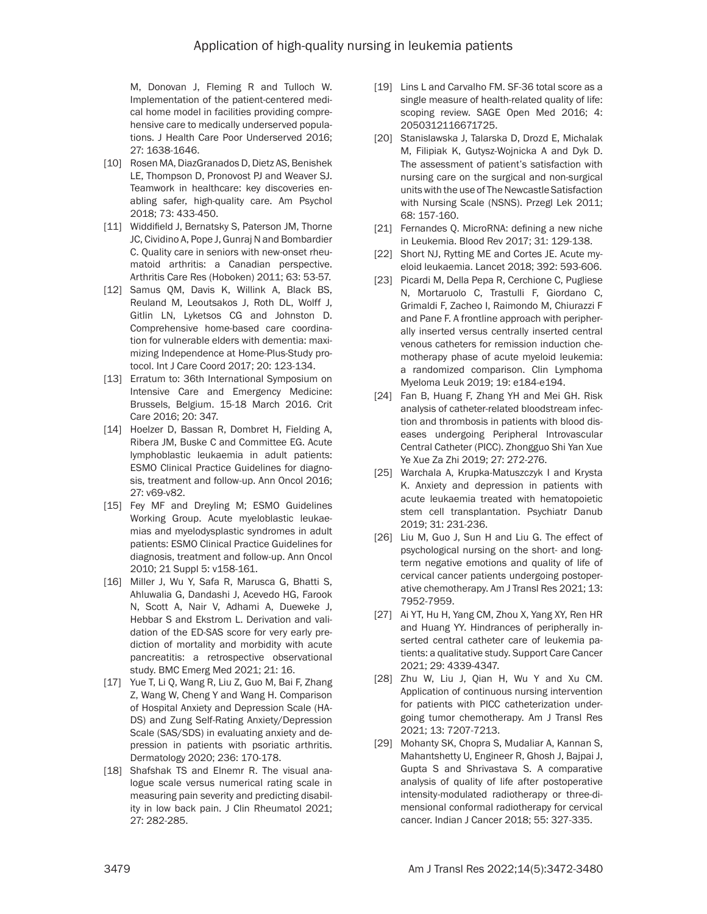M, Donovan J, Fleming R and Tulloch W. Implementation of the patient-centered medical home model in facilities providing comprehensive care to medically underserved populations. J Health Care Poor Underserved 2016; 27: 1638-1646.

[10] Rosen MA, DiazGranados D, Dietz AS, Benishek LE, Thompson D, Pronovost PJ and Weaver SJ. Teamwork in healthcare: key discoveries enabling safer, high-quality care. Am Psychol 2018; 73: 433-450.

[11] Widdifield J, Bernatsky S, Paterson JM, Thorne JC, Cividino A, Pope J, Gunraj N and Bombardier C. Quality care in seniors with new-onset rheumatoid arthritis: a Canadian perspective. Arthritis Care Res (Hoboken) 2011; 63: 53-57.

[12] Samus QM, Davis K, Willink A, Black BS, Reuland M, Leoutsakos J, Roth DL, Wolff J, Gitlin LN, Lyketsos CG and Johnston D. Comprehensive home-based care coordination for vulnerable elders with dementia: maximizing Independence at Home-Plus-Study protocol. Int J Care Coord 2017; 20: 123-134.

[13] Erratum to: 36th International Symposium on Intensive Care and Emergency Medicine: Brussels, Belgium. 15-18 March 2016. Crit Care 2016; 20: 347.

[14] Hoelzer D, Bassan R, Dombret H, Fielding A, Ribera JM, Buske C and Committee EG. Acute lymphoblastic leukaemia in adult patients: ESMO Clinical Practice Guidelines for diagnosis, treatment and follow-up. Ann Oncol 2016; 27: v69-v82.

[15] Fey MF and Dreyling M; ESMO Guidelines Working Group. Acute myeloblastic leukaemias and myelodysplastic syndromes in adult patients: ESMO Clinical Practice Guidelines for diagnosis, treatment and follow-up. Ann Oncol 2010; 21 Suppl 5: v158-161.

[16] Miller J, Wu Y, Safa R, Marusca G, Bhatti S, Ahluwalia G, Dandashi J, Acevedo HG, Farook N, Scott A, Nair V, Adhami A, Dueweke J, Hebbar S and Ekstrom L. Derivation and validation of the ED-SAS score for very early prediction of mortality and morbidity with acute pancreatitis: a retrospective observational study. BMC Emerg Med 2021; 21: 16.

[17] Yue T, Li Q, Wang R, Liu Z, Guo M, Bai F, Zhang Z, Wang W, Cheng Y and Wang H. Comparison of Hospital Anxiety and Depression Scale (HADS) and Zung Self-Rating Anxiety/Depression Scale (SAS/SDS) in evaluating anxiety and depression in patients with psoriatic arthritis. Dermatology 2020; 236: 170-178.

[18] Shafshak TS and Elnemr R. The visual analogue scale versus numerical rating scale in measuring pain severity and predicting disability in low back pain. J Clin Rheumatol 2021; 27: 282-285.

[19] Lins L and Carvalho FM. SF-36 total score as a single measure of health-related quality of life: scoping review. SAGE Open Med 2016; 4: 2050312116671725.

[20] Stanislawska J, Talarska D, Drozd E, Michalak M, Filipiak K, Gutysz-Wojnicka A and Dyk D. The assessment of patient's satisfaction with nursing care on the surgical and non-surgical units with the use of The Newcastle Satisfaction with Nursing Scale (NSNS). Przegl Lek 2011; 68: 157-160.

[21] Fernandes Q. MicroRNA: defining a new niche in Leukemia. Blood Rev 2017; 31: 129-138.

[22] Short NJ, Rytting ME and Cortes JE. Acute myeloid leukaemia. Lancet 2018; 392: 593-606.

[23] Picardi M, Della Pepa R, Cerchione C, Pugliese N, Mortaruolo C, Trastulli F, Giordano C, Grimaldi F, Zacheo I, Raimondo M, Chiurazzi F and Pane F. A frontline approach with peripherally inserted versus centrally inserted central venous catheters for remission induction chemotherapy phase of acute myeloid leukemia: a randomized comparison. Clin Lymphoma Myeloma Leuk 2019; 19: e184-e194.

[24] Fan B, Huang F, Zhang YH and Mei GH. Risk analysis of catheter-related bloodstream infection and thrombosis in patients with blood diseases undergoing Peripheral Introvascular Central Catheter (PICC). Zhongguo Shi Yan Xue Ye Xue Za Zhi 2019; 27: 272-276.

[25] Warchala A, Krupka-Matuszczyk I and Krysta K. Anxiety and depression in patients with acute leukaemia treated with hematopoietic stem cell transplantation. Psychiatr Danub 2019; 31: 231-236.

[26] Liu M, Guo J, Sun H and Liu G. The effect of psychological nursing on the short- and long-term negative emotions and quality of life of cervical cancer patients undergoing postoperative chemotherapy. Am J Transl Res 2021; 13: 7952-7959.

[27] Ai YT, Hu H, Yang CM, Zhou X, Yang XY, Ren HR and Huang YY. Hindrances of peripherally inserted central catheter care of leukemia patients: a qualitative study. Support Care Cancer 2021; 29: 4339-4347.

[28] Zhu W, Liu J, Qian H, Wu Y and Xu CM. Application of continuous nursing intervention for patients with PICC catheterization undergoing tumor chemotherapy. Am J Transl Res 2021; 13: 7207-7213.

[29] Mohanty SK, Chopra S, Mudaliar A, Kannan S, Mahantshetty U, Engineer R, Ghosh J, Bajpai J, Gupta S and Shrivastava S. A comparative analysis of quality of life after postoperative intensity-modulated radiotherapy or three-dimensional conformal radiotherapy for cervical cancer. Indian J Cancer 2018; 55: 327-335.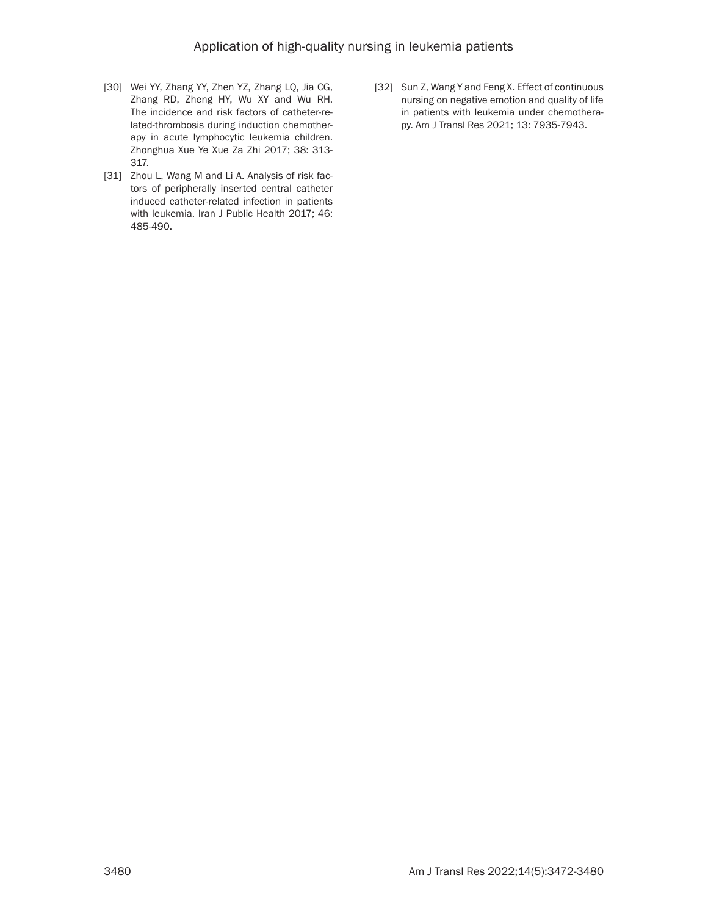[30] Wei YY, Zhang YY, Zhen YZ, Zhang LQ, Jia CG, Zhang RD, Zheng HY, Wu XY and Wu RH. The incidence and risk factors of catheter-related-thrombosis during induction chemotherapy in acute lymphocytic leukemia children. Zhonghua Xue Ye Xue Za Zhi 2017; 38: 313-317.

[31] Zhou L, Wang M and Li A. Analysis of risk factors of peripherally inserted central catheter induced catheter-related infection in patients with leukemia. Iran J Public Health 2017; 46: 485-490.

[32] Sun Z, Wang Y and Feng X. Effect of continuous nursing on negative emotion and quality of life in patients with leukemia under chemotherapy. Am J Transl Res 2021; 13: 7935-7943.